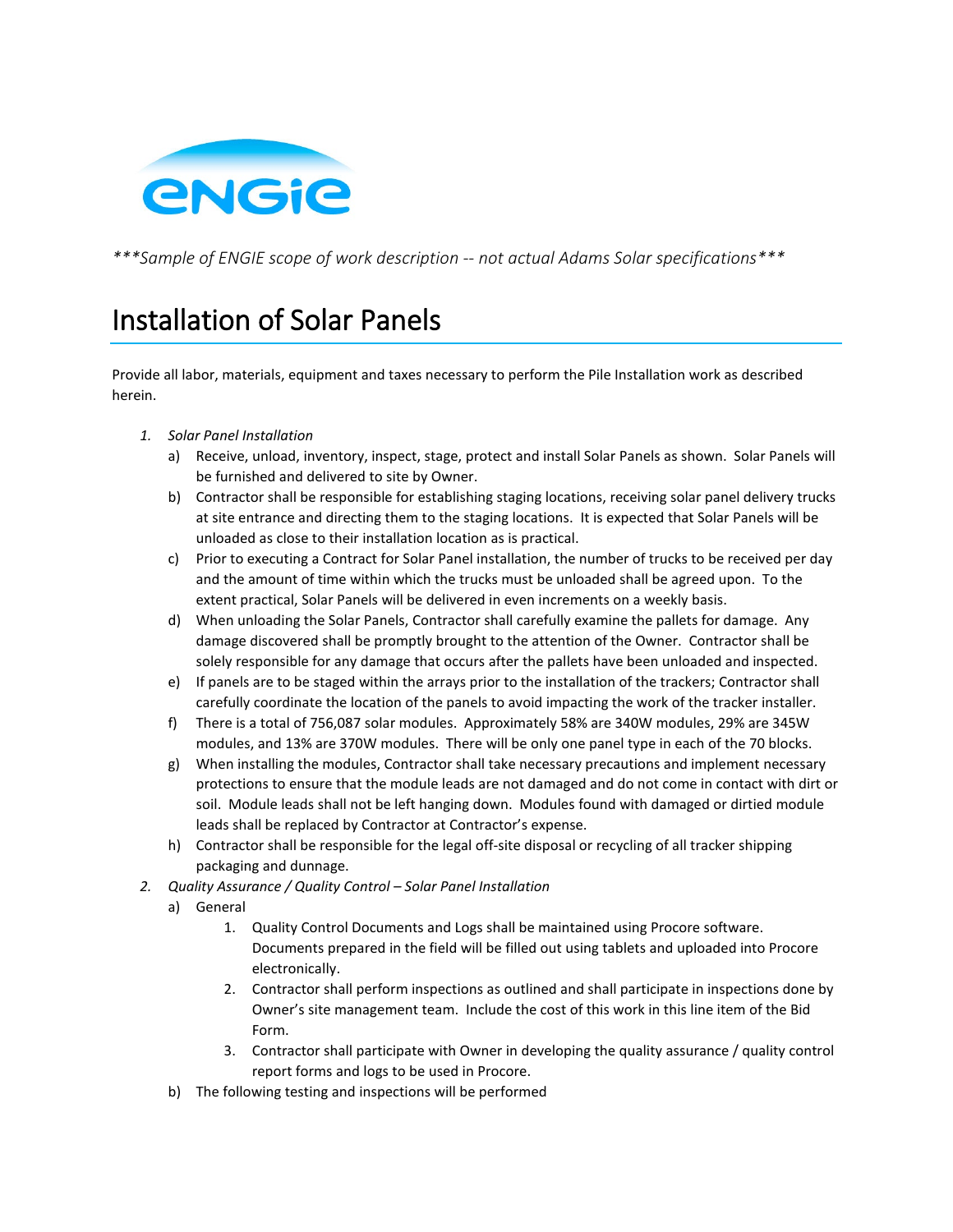***Sample of ENGIE scope of work description -- not actual Adams Solar specifications***

# Installation of Solar Panels

Provide all labor, materials, equipment and taxes necessary to perform the Pile Installation work as described herein.

1. *Solar Panel Installation*
   a) Receive, unload, inventory, inspect, stage, protect and install Solar Panels as shown. Solar Panels will be furnished and delivered to site by Owner.
   b) Contractor shall be responsible for establishing staging locations, receiving solar panel delivery trucks at site entrance and directing them to the staging locations. It is expected that Solar Panels will be unloaded as close to their installation location as is practical.
   c) Prior to executing a Contract for Solar Panel installation, the number of trucks to be received per day and the amount of time within which the trucks must be unloaded shall be agreed upon. To the extent practical, Solar Panels will be delivered in even increments on a weekly basis.
   d) When unloading the Solar Panels, Contractor shall carefully examine the pallets for damage. Any damage discovered shall be promptly brought to the attention of the Owner. Contractor shall be solely responsible for any damage that occurs after the pallets have been unloaded and inspected.
   e) If panels are to be staged within the arrays prior to the installation of the trackers; Contractor shall carefully coordinate the location of the panels to avoid impacting the work of the tracker installer.
   f) There is a total of 756,087 solar modules. Approximately 58% are 340W modules, 29% are 345W modules, and 13% are 370W modules. There will be only one panel type in each of the 70 blocks.
   g) When installing the modules, Contractor shall take necessary precautions and implement necessary protections to ensure that the module leads are not damaged and do not come in contact with dirt or soil. Module leads shall not be left hanging down. Modules found with damaged or dirtied module leads shall be replaced by Contractor at Contractor's expense.
   h) Contractor shall be responsible for the legal off-site disposal or recycling of all tracker shipping packaging and dunnage.
2. *Quality Assurance / Quality Control – Solar Panel Installation*
   a) General
      1. Quality Control Documents and Logs shall be maintained using Procore software. Documents prepared in the field will be filled out using tablets and uploaded into Procore electronically.
      2. Contractor shall perform inspections as outlined and shall participate in inspections done by Owner's site management team. Include the cost of this work in this line item of the Bid Form.
      3. Contractor shall participate with Owner in developing the quality assurance / quality control report forms and logs to be used in Procore.
   b) The following testing and inspections will be performed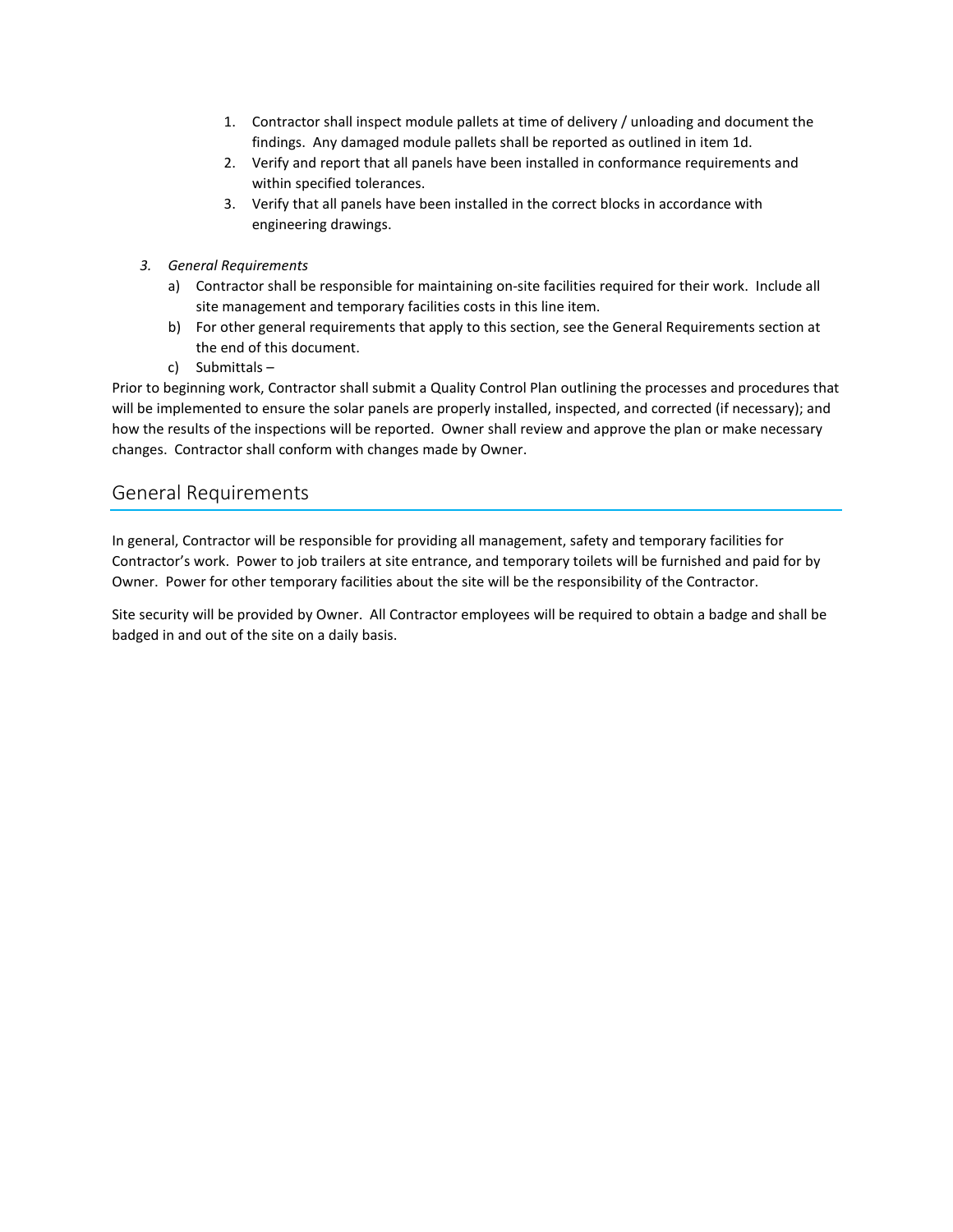1. Contractor shall inspect module pallets at time of delivery / unloading and document the findings. Any damaged module pallets shall be reported as outlined in item 1d.
2. Verify and report that all panels have been installed in conformance requirements and within specified tolerances.
3. Verify that all panels have been installed in the correct blocks in accordance with engineering drawings.

*3. General Requirements*

a) Contractor shall be responsible for maintaining on-site facilities required for their work. Include all site management and temporary facilities costs in this line item.
b) For other general requirements that apply to this section, see the General Requirements section at the end of this document.
c) Submittals –

Prior to beginning work, Contractor shall submit a Quality Control Plan outlining the processes and procedures that will be implemented to ensure the solar panels are properly installed, inspected, and corrected (if necessary); and how the results of the inspections will be reported. Owner shall review and approve the plan or make necessary changes. Contractor shall conform with changes made by Owner.

## General Requirements

In general, Contractor will be responsible for providing all management, safety and temporary facilities for Contractor's work. Power to job trailers at site entrance, and temporary toilets will be furnished and paid for by Owner. Power for other temporary facilities about the site will be the responsibility of the Contractor.

Site security will be provided by Owner. All Contractor employees will be required to obtain a badge and shall be badged in and out of the site on a daily basis.